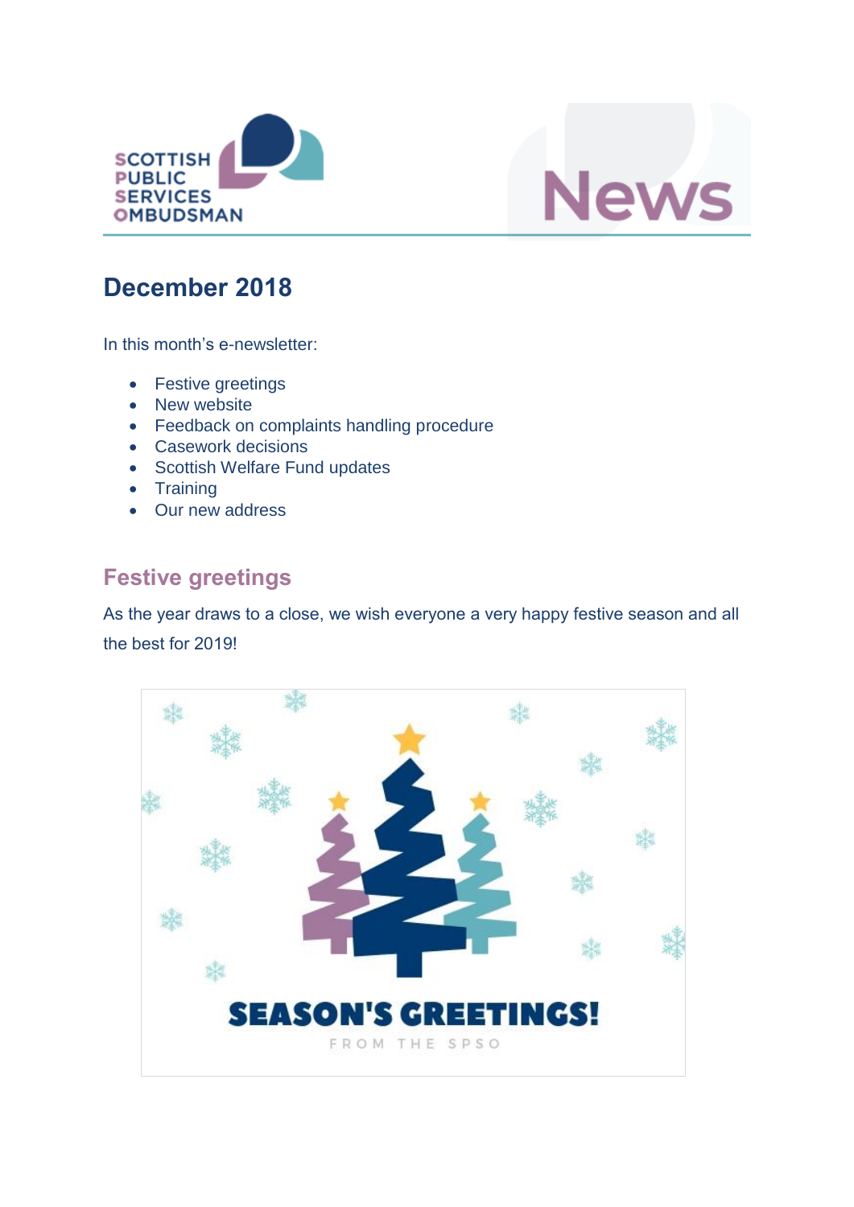# December 2018

In this month's e-newsletter:

- Festive greetings
- New website
- Feedback on complaints handling procedure
- Casework decisions
- Scottish Welfare Fund updates
- Training
- Our new address

## Festive greetings

As the year draws to a close, we wish everyone a very happy festive season and all the best for 2019!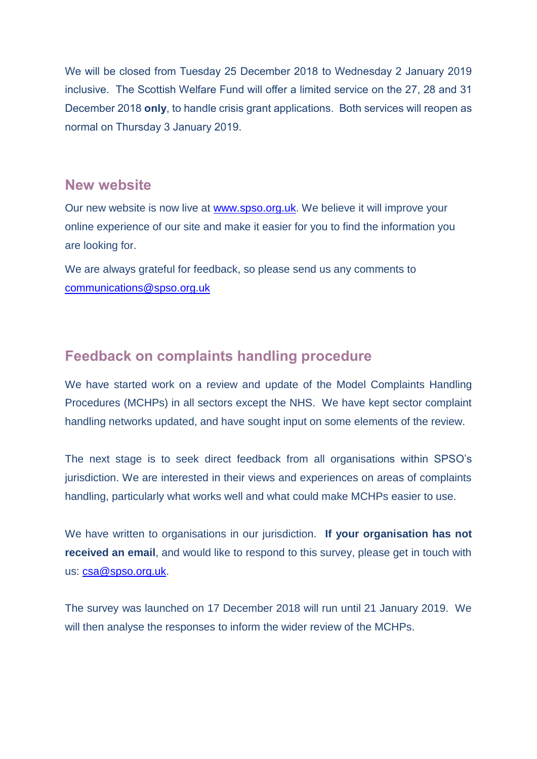We will be closed from Tuesday 25 December 2018 to Wednesday 2 January 2019 inclusive. The Scottish Welfare Fund will offer a limited service on the 27, 28 and 31 December 2018 **only**, to handle crisis grant applications. Both services will reopen as normal on Thursday 3 January 2019.

## New website

Our new website is now live at [www.spso.org.uk](http://www.spso.org.uk). We believe it will improve your online experience of our site and make it easier for you to find the information you are looking for.

We are always grateful for feedback, so please send us any comments to [communications@spso.org.uk](mailto:communications@spso.org.uk)

## Feedback on complaints handling procedure

We have started work on a review and update of the Model Complaints Handling Procedures (MCHPs) in all sectors except the NHS. We have kept sector complaint handling networks updated, and have sought input on some elements of the review.

The next stage is to seek direct feedback from all organisations within SPSO's jurisdiction. We are interested in their views and experiences on areas of complaints handling, particularly what works well and what could make MCHPs easier to use.

We have written to organisations in our jurisdiction. **If your organisation has not received an email**, and would like to respond to this survey, please get in touch with us: [csa@spso.org.uk](mailto:csa@spso.org.uk).

The survey was launched on 17 December 2018 will run until 21 January 2019. We will then analyse the responses to inform the wider review of the MCHPs.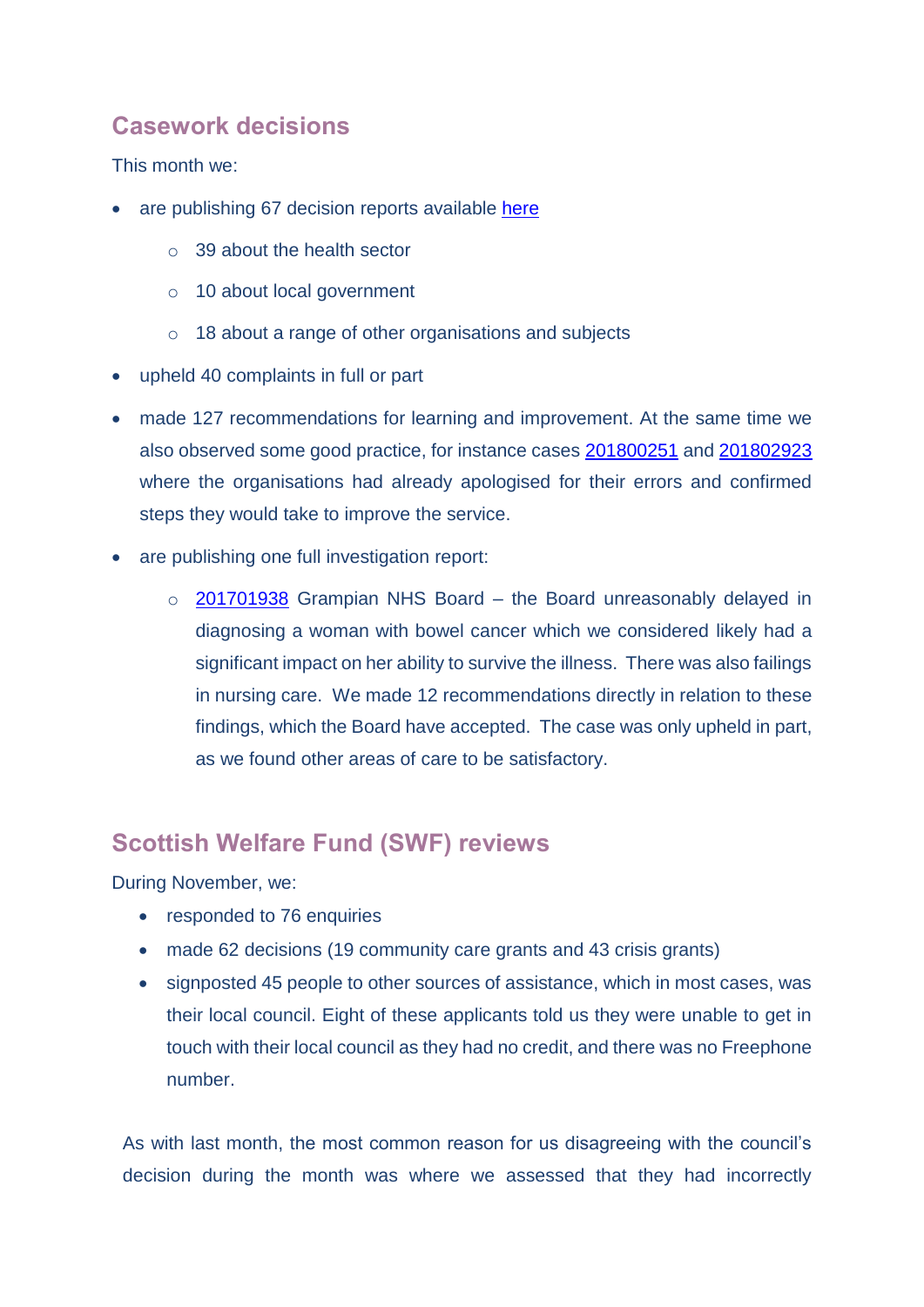## Casework decisions

This month we:

- are publishing 67 decision reports available here
  - 39 about the health sector
  - 10 about local government
  - 18 about a range of other organisations and subjects
- upheld 40 complaints in full or part
- made 127 recommendations for learning and improvement. At the same time we also observed some good practice, for instance cases 201800251 and 201802923 where the organisations had already apologised for their errors and confirmed steps they would take to improve the service.
- are publishing one full investigation report:
  - 201701938 Grampian NHS Board – the Board unreasonably delayed in diagnosing a woman with bowel cancer which we considered likely had a significant impact on her ability to survive the illness. There was also failings in nursing care. We made 12 recommendations directly in relation to these findings, which the Board have accepted. The case was only upheld in part, as we found other areas of care to be satisfactory.

## Scottish Welfare Fund (SWF) reviews

During November, we:

- responded to 76 enquiries
- made 62 decisions (19 community care grants and 43 crisis grants)
- signposted 45 people to other sources of assistance, which in most cases, was their local council. Eight of these applicants told us they were unable to get in touch with their local council as they had no credit, and there was no Freephone number.

As with last month, the most common reason for us disagreeing with the council's decision during the month was where we assessed that they had incorrectly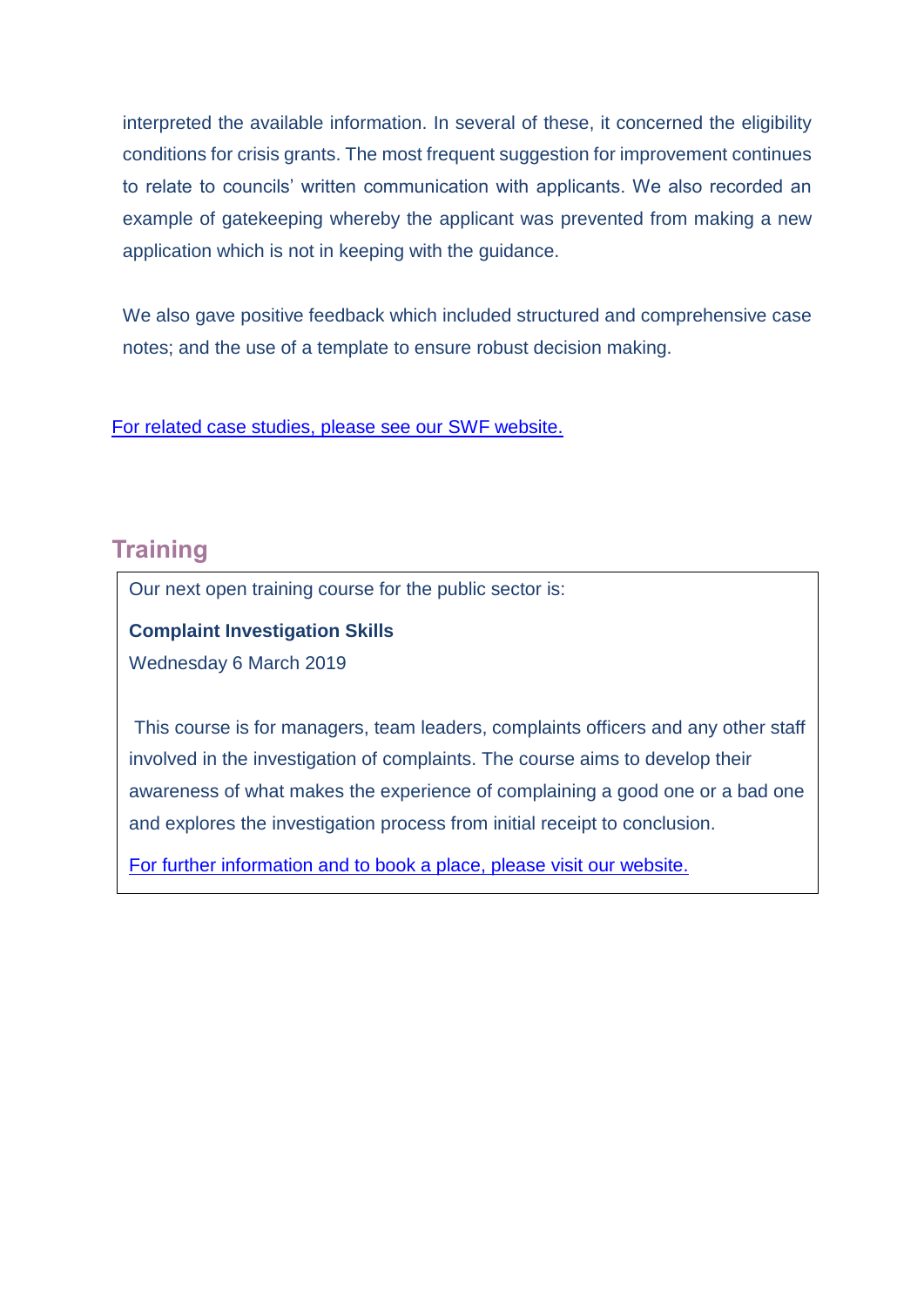interpreted the available information. In several of these, it concerned the eligibility conditions for crisis grants. The most frequent suggestion for improvement continues to relate to councils' written communication with applicants. We also recorded an example of gatekeeping whereby the applicant was prevented from making a new application which is not in keeping with the guidance.

We also gave positive feedback which included structured and comprehensive case notes; and the use of a template to ensure robust decision making.

For related case studies, please see our SWF website.

## Training

Our next open training course for the public sector is:

**Complaint Investigation Skills**

Wednesday 6 March 2019

This course is for managers, team leaders, complaints officers and any other staff involved in the investigation of complaints. The course aims to develop their awareness of what makes the experience of complaining a good one or a bad one and explores the investigation process from initial receipt to conclusion.

For further information and to book a place, please visit our website.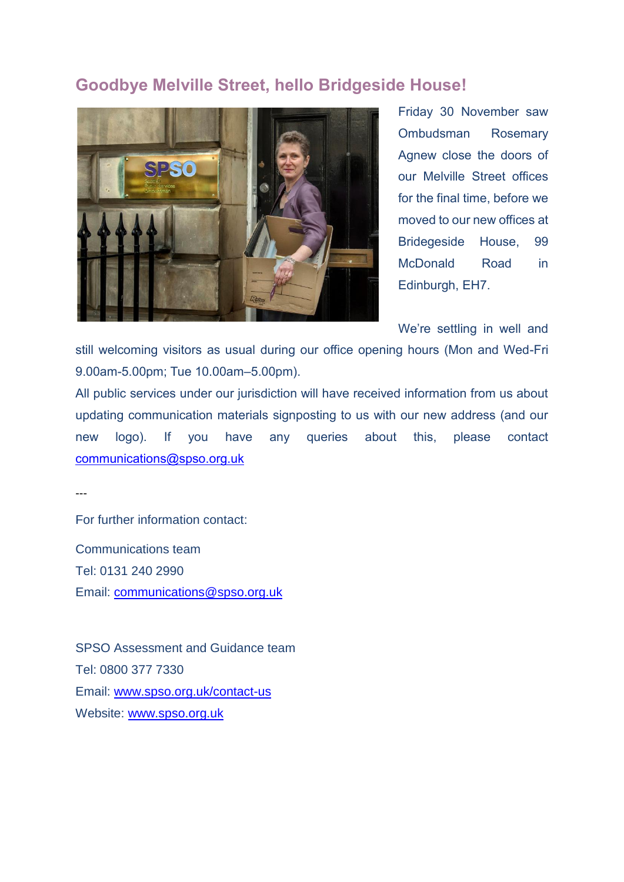## Goodbye Melville Street, hello Bridgeside House!

Friday 30 November saw Ombudsman Rosemary Agnew close the doors of our Melville Street offices for the final time, before we moved to our new offices at Bridegeside House, 99 McDonald Road in Edinburgh, EH7.

We're settling in well and still welcoming visitors as usual during our office opening hours (Mon and Wed-Fri 9.00am-5.00pm; Tue 10.00am–5.00pm).

All public services under our jurisdiction will have received information from us about updating communication materials signposting to us with our new address (and our new logo). If you have any queries about this, please contact communications@spso.org.uk

---

For further information contact:

Communications team
Tel: 0131 240 2990
Email: communications@spso.org.uk

SPSO Assessment and Guidance team
Tel: 0800 377 7330
Email: www.spso.org.uk/contact-us
Website: www.spso.org.uk